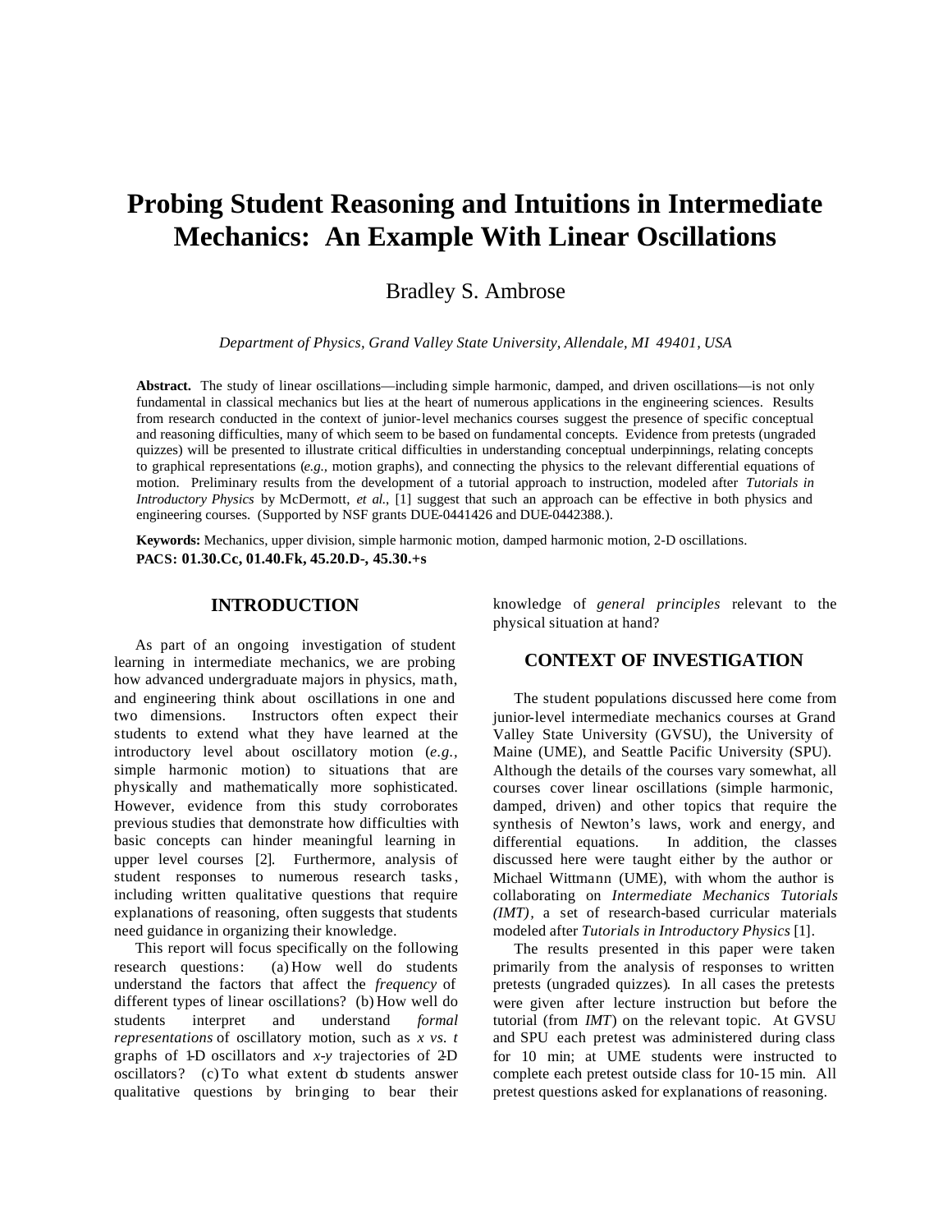# Probing Student Reasoning and Intuitions in Intermediate Mechanics: An Example With Linear Oscillations

Bradley S. Ambrose

*Department of Physics, Grand Valley State University, Allendale, MI 49401, USA*

**Abstract.** The study of linear oscillations—including simple harmonic, damped, and driven oscillations—is not only fundamental in classical mechanics but lies at the heart of numerous applications in the engineering sciences. Results from research conducted in the context of junior-level mechanics courses suggest the presence of specific conceptual and reasoning difficulties, many of which seem to be based on fundamental concepts. Evidence from pretests (ungraded quizzes) will be presented to illustrate critical difficulties in understanding conceptual underpinnings, relating concepts to graphical representations (*e.g.*, motion graphs), and connecting the physics to the relevant differential equations of motion. Preliminary results from the development of a tutorial approach to instruction, modeled after *Tutorials in Introductory Physics* by McDermott, *et al.*, [1] suggest that such an approach can be effective in both physics and engineering courses. (Supported by NSF grants DUE-0441426 and DUE-0442388.).

**Keywords:** Mechanics, upper division, simple harmonic motion, damped harmonic motion, 2-D oscillations.
**PACS: 01.30.Cc, 01.40.Fk, 45.20.D-, 45.30.+s**

## INTRODUCTION

As part of an ongoing investigation of student learning in intermediate mechanics, we are probing how advanced undergraduate majors in physics, math, and engineering think about oscillations in one and two dimensions. Instructors often expect their students to extend what they have learned at the introductory level about oscillatory motion (*e.g.*, simple harmonic motion) to situations that are physically and mathematically more sophisticated. However, evidence from this study corroborates previous studies that demonstrate how difficulties with basic concepts can hinder meaningful learning in upper level courses [2]. Furthermore, analysis of student responses to numerous research tasks, including written qualitative questions that require explanations of reasoning, often suggests that students need guidance in organizing their knowledge.

This report will focus specifically on the following research questions: (a) How well do students understand the factors that affect the *frequency* of different types of linear oscillations? (b) How well do students interpret and understand *formal representations* of oscillatory motion, such as *x vs. t* graphs of 1-D oscillators and *x-y* trajectories of 2-D oscillators? (c) To what extent do students answer qualitative questions by bringing to bear their knowledge of *general principles* relevant to the physical situation at hand?

## CONTEXT OF INVESTIGATION

The student populations discussed here come from junior-level intermediate mechanics courses at Grand Valley State University (GVSU), the University of Maine (UME), and Seattle Pacific University (SPU). Although the details of the courses vary somewhat, all courses cover linear oscillations (simple harmonic, damped, driven) and other topics that require the synthesis of Newton's laws, work and energy, and differential equations. In addition, the classes discussed here were taught either by the author or Michael Wittmann (UME), with whom the author is collaborating on *Intermediate Mechanics Tutorials (IMT)*, a set of research-based curricular materials modeled after *Tutorials in Introductory Physics* [1].

The results presented in this paper were taken primarily from the analysis of responses to written pretests (ungraded quizzes). In all cases the pretests were given after lecture instruction but before the tutorial (from *IMT*) on the relevant topic. At GVSU and SPU each pretest was administered during class for 10 min; at UME students were instructed to complete each pretest outside class for 10-15 min. All pretest questions asked for explanations of reasoning.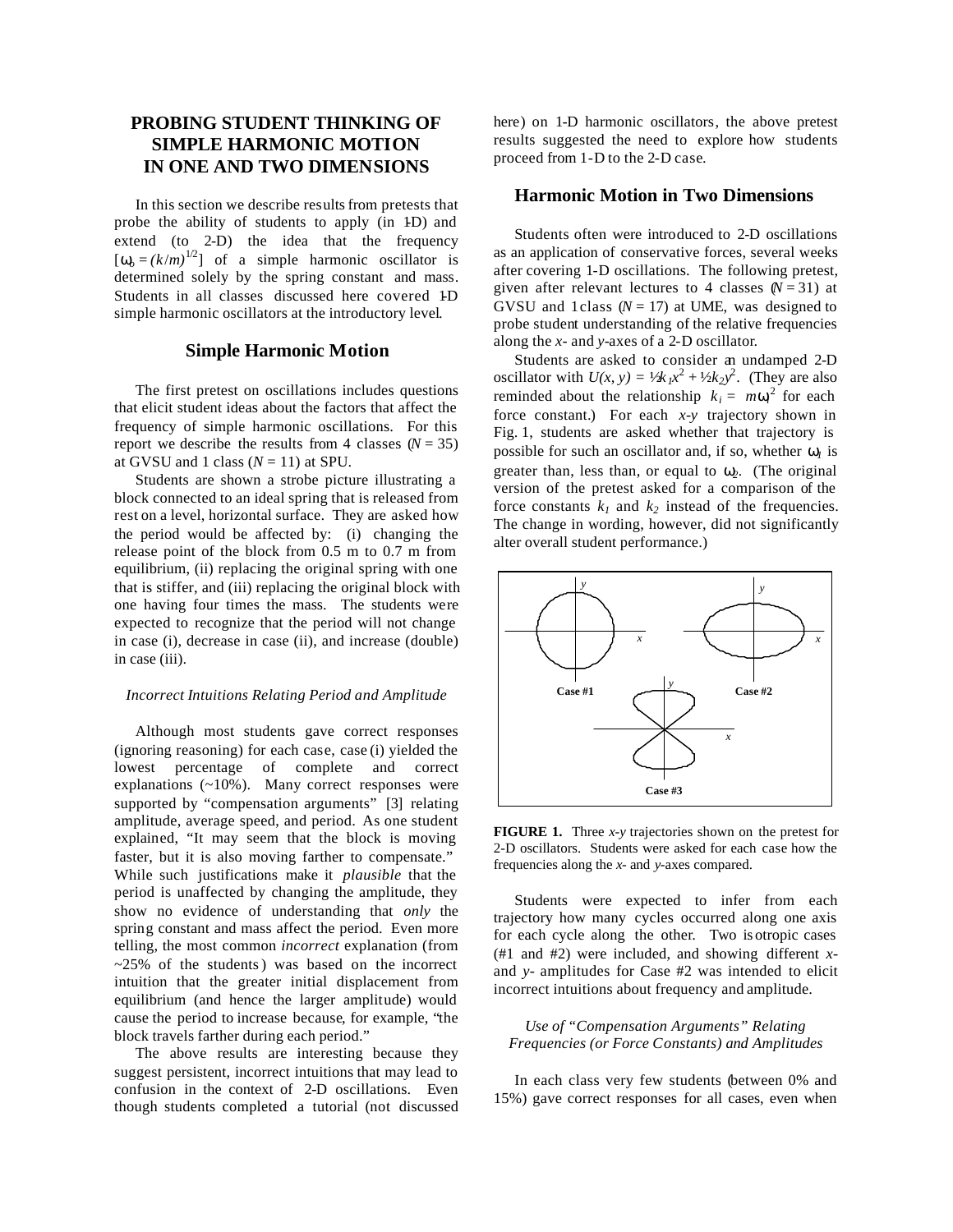## PROBING STUDENT THINKING OF SIMPLE HARMONIC MOTION IN ONE AND TWO DIMENSIONS

In this section we describe results from pretests that probe the ability of students to apply (in 1-D) and extend (to 2-D) the idea that the frequency [$\omega_o = (k/m)^{1/2}$] of a simple harmonic oscillator is determined solely by the spring constant and mass. Students in all classes discussed here covered 1-D simple harmonic oscillators at the introductory level.

### Simple Harmonic Motion

The first pretest on oscillations includes questions that elicit student ideas about the factors that affect the frequency of simple harmonic oscillations. For this report we describe the results from 4 classes ($N = 35$) at GVSU and 1 class ($N = 11$) at SPU.

Students are shown a strobe picture illustrating a block connected to an ideal spring that is released from rest on a level, horizontal surface. They are asked how the period would be affected by: (i) changing the release point of the block from 0.5 m to 0.7 m from equilibrium, (ii) replacing the original spring with one that is stiffer, and (iii) replacing the original block with one having four times the mass. The students were expected to recognize that the period will not change in case (i), decrease in case (ii), and increase (double) in case (iii).

#### *Incorrect Intuitions Relating Period and Amplitude*

Although most students gave correct responses (ignoring reasoning) for each case, case (i) yielded the lowest percentage of complete and correct explanations (~10%). Many correct responses were supported by "compensation arguments" [3] relating amplitude, average speed, and period. As one student explained, "It may seem that the block is moving faster, but it is also moving farther to compensate." While such justifications make it *plausible* that the period is unaffected by changing the amplitude, they show no evidence of understanding that *only* the spring constant and mass affect the period. Even more telling, the most common *incorrect* explanation (from ~25% of the students) was based on the incorrect intuition that the greater initial displacement from equilibrium (and hence the larger amplitude) would cause the period to increase because, for example, "the block travels farther during each period."

The above results are interesting because they suggest persistent, incorrect intuitions that may lead to confusion in the context of 2-D oscillations. Even though students completed a tutorial (not discussed here) on 1-D harmonic oscillators, the above pretest results suggested the need to explore how students proceed from 1-D to the 2-D case.

### Harmonic Motion in Two Dimensions

Students often were introduced to 2-D oscillations as an application of conservative forces, several weeks after covering 1-D oscillations. The following pretest, given after relevant lectures to 4 classes ($N = 31$) at GVSU and 1 class ($N = 17$) at UME, was designed to probe student understanding of the relative frequencies along the *x*- and *y*-axes of a 2-D oscillator.

Students are asked to consider an undamped 2-D oscillator with $U(x, y) = ½k_1x^2 + ½k_2y^2$. (They are also reminded about the relationship $k_i = m\omega_i^2$ for each force constant.) For each *x*-*y* trajectory shown in Fig. 1, students are asked whether that trajectory is possible for such an oscillator and, if so, whether $\omega_1$ is greater than, less than, or equal to $\omega_2$. (The original version of the pretest asked for a comparison of the force constants $k_1$ and $k_2$ instead of the frequencies. The change in wording, however, did not significantly alter overall student performance.)

**FIGURE 1.** Three *x*-*y* trajectories shown on the pretest for 2-D oscillators. Students were asked for each case how the frequencies along the *x*- and *y*-axes compared.

Students were expected to infer from each trajectory how many cycles occurred along one axis for each cycle along the other. Two isotropic cases (#1 and #2) were included, and showing different *x*- and *y*- amplitudes for Case #2 was intended to elicit incorrect intuitions about frequency and amplitude.

#### *Use of "Compensation Arguments" Relating Frequencies (or Force Constants) and Amplitudes*

In each class very few students (between 0% and 15%) gave correct responses for all cases, even when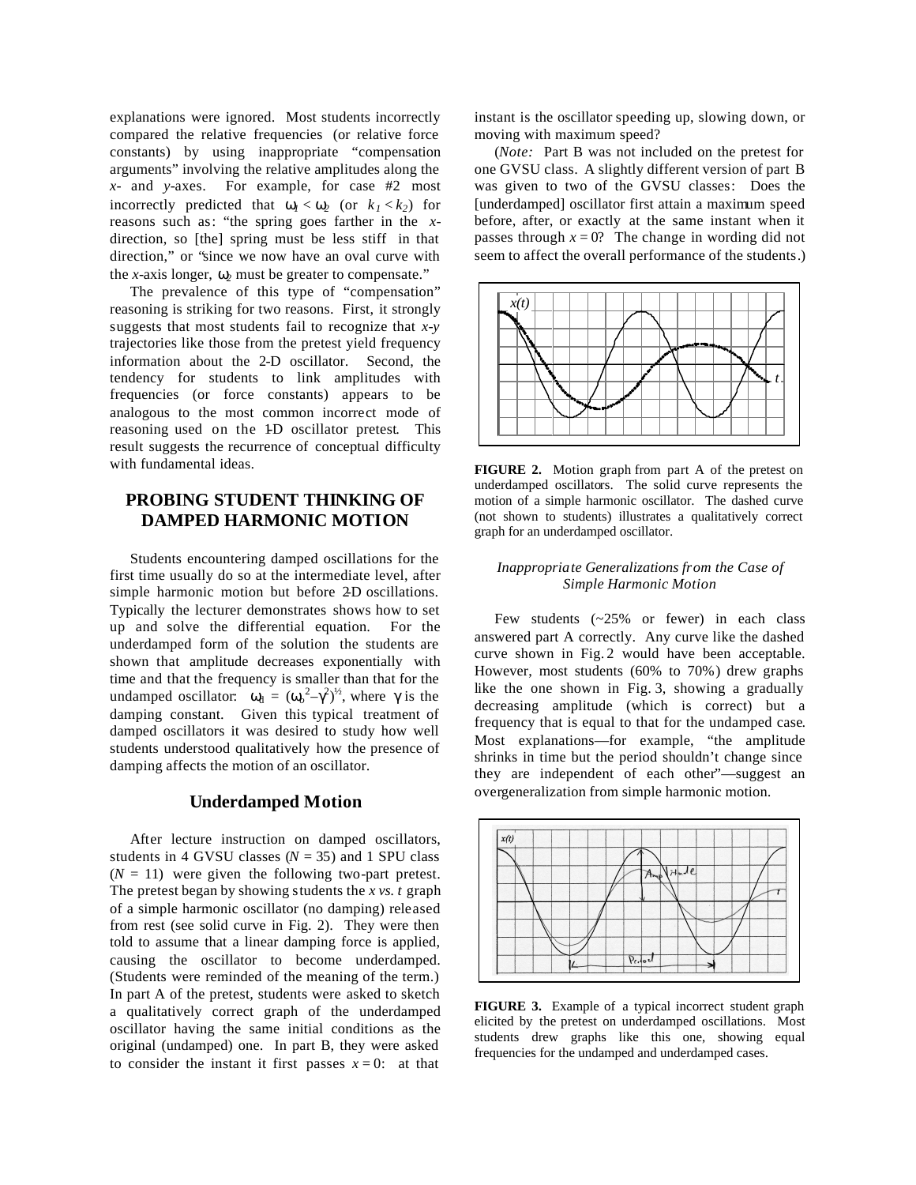explanations were ignored. Most students incorrectly compared the relative frequencies (or relative force constants) by using inappropriate "compensation arguments" involving the relative amplitudes along the *x*- and *y*-axes. For example, for case #2 most incorrectly predicted that $\omega_1 < \omega_2$ (or $k_1 < k_2$) for reasons such as: "the spring goes farther in the *x*-direction, so [the] spring must be less stiff in that direction," or "since we now have an oval curve with the *x*-axis longer, $\omega_2$ must be greater to compensate."

The prevalence of this type of "compensation" reasoning is striking for two reasons. First, it strongly suggests that most students fail to recognize that *x*-*y* trajectories like those from the pretest yield frequency information about the 2-D oscillator. Second, the tendency for students to link amplitudes with frequencies (or force constants) appears to be analogous to the most common incorrect mode of reasoning used on the 1-D oscillator pretest. This result suggests the recurrence of conceptual difficulty with fundamental ideas.

## PROBING STUDENT THINKING OF DAMPED HARMONIC MOTION

Students encountering damped oscillations for the first time usually do so at the intermediate level, after simple harmonic motion but before 2-D oscillations. Typically the lecturer demonstrates shows how to set up and solve the differential equation. For the underdamped form of the solution the students are shown that amplitude decreases exponentially with time and that the frequency is smaller than that for the undamped oscillator: $\omega_1 = (\omega_o^2 - \gamma^2)^{1/2}$, where $\gamma$ is the damping constant. Given this typical treatment of damped oscillators it was desired to study how well students understood qualitatively how the presence of damping affects the motion of an oscillator.

### Underdamped Motion

After lecture instruction on damped oscillators, students in 4 GVSU classes ($N = 35$) and 1 SPU class ($N = 11$) were given the following two-part pretest. The pretest began by showing students the *x vs. t* graph of a simple harmonic oscillator (no damping) released from rest (see solid curve in Fig. 2). They were then told to assume that a linear damping force is applied, causing the oscillator to become underdamped. (Students were reminded of the meaning of the term.) In part A of the pretest, students were asked to sketch a qualitatively correct graph of the underdamped oscillator having the same initial conditions as the original (undamped) one. In part B, they were asked to consider the instant it first passes $x = 0$: at that instant is the oscillator speeding up, slowing down, or moving with maximum speed?

(*Note:* Part B was not included on the pretest for one GVSU class. A slightly different version of part B was given to two of the GVSU classes: Does the [underdamped] oscillator first attain a maximum speed before, after, or exactly at the same instant when it passes through $x = 0$? The change in wording did not seem to affect the overall performance of the students.)

**FIGURE 2.** Motion graph from part A of the pretest on underdamped oscillators. The solid curve represents the motion of a simple harmonic oscillator. The dashed curve (not shown to students) illustrates a qualitatively correct graph for an underdamped oscillator.

#### *Inappropriate Generalizations from the Case of Simple Harmonic Motion*

Few students (~25% or fewer) in each class answered part A correctly. Any curve like the dashed curve shown in Fig. 2 would have been acceptable. However, most students (60% to 70%) drew graphs like the one shown in Fig. 3, showing a gradually decreasing amplitude (which is correct) but a frequency that is equal to that for the undamped case. Most explanations—for example, "the amplitude shrinks in time but the period shouldn't change since they are independent of each other"—suggest an overgeneralization from simple harmonic motion.

**FIGURE 3.** Example of a typical incorrect student graph elicited by the pretest on underdamped oscillations. Most students drew graphs like this one, showing equal frequencies for the undamped and underdamped cases.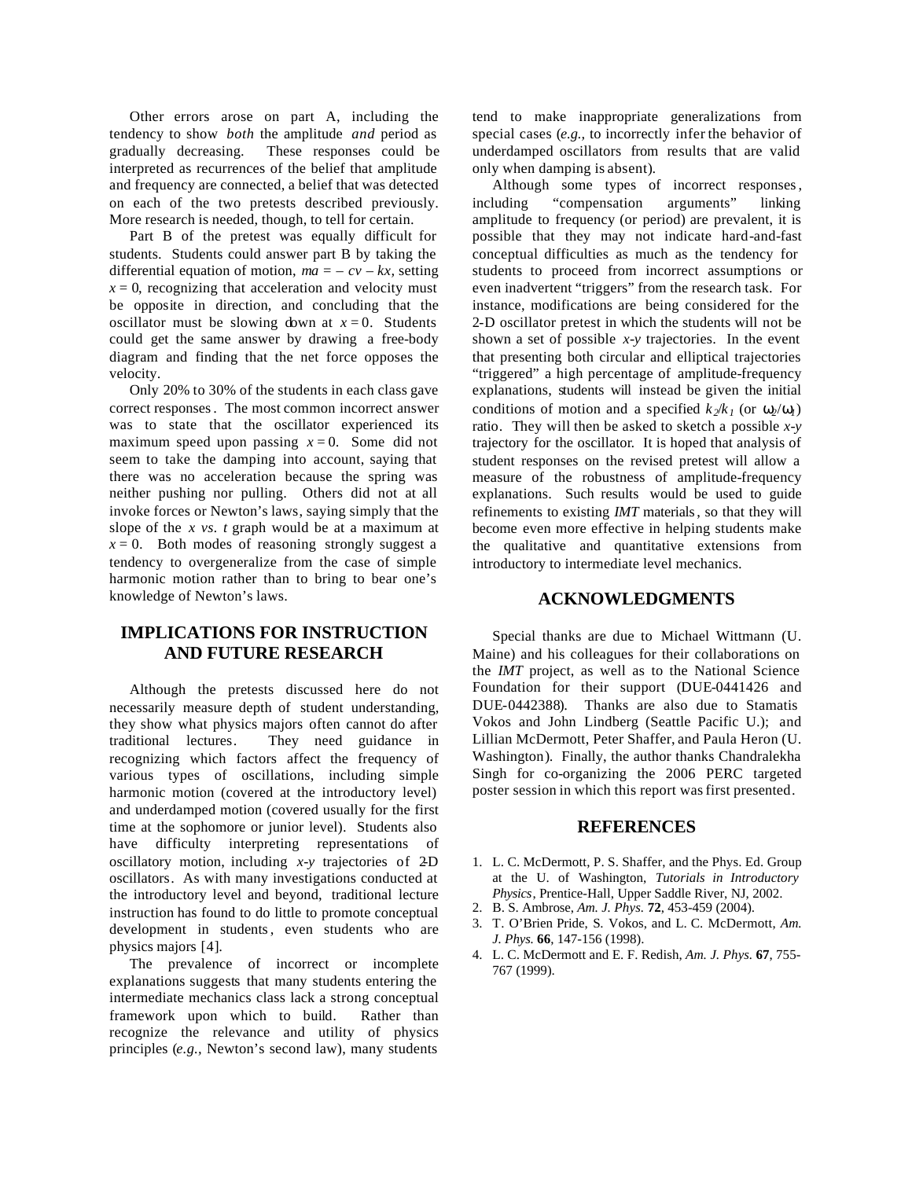Other errors arose on part A, including the tendency to show *both* the amplitude *and* period as gradually decreasing. These responses could be interpreted as recurrences of the belief that amplitude and frequency are connected, a belief that was detected on each of the two pretests described previously. More research is needed, though, to tell for certain.

Part B of the pretest was equally difficult for students. Students could answer part B by taking the differential equation of motion, $ma = -cv - kx$, setting $x = 0$, recognizing that acceleration and velocity must be opposite in direction, and concluding that the oscillator must be slowing down at $x = 0$. Students could get the same answer by drawing a free-body diagram and finding that the net force opposes the velocity.

Only 20% to 30% of the students in each class gave correct responses. The most common incorrect answer was to state that the oscillator experienced its maximum speed upon passing $x = 0$. Some did not seem to take the damping into account, saying that there was no acceleration because the spring was neither pushing nor pulling. Others did not at all invoke forces or Newton's laws, saying simply that the slope of the *x vs. t* graph would be at a maximum at $x = 0$. Both modes of reasoning strongly suggest a tendency to overgeneralize from the case of simple harmonic motion rather than to bring to bear one's knowledge of Newton's laws.

## IMPLICATIONS FOR INSTRUCTION AND FUTURE RESEARCH

Although the pretests discussed here do not necessarily measure depth of student understanding, they show what physics majors often cannot do after traditional lectures. They need guidance in recognizing which factors affect the frequency of various types of oscillations, including simple harmonic motion (covered at the introductory level) and underdamped motion (covered usually for the first time at the sophomore or junior level). Students also have difficulty interpreting representations of oscillatory motion, including *x-y* trajectories of 2-D oscillators. As with many investigations conducted at the introductory level and beyond, traditional lecture instruction has found to do little to promote conceptual development in students, even students who are physics majors [4].

The prevalence of incorrect or incomplete explanations suggests that many students entering the intermediate mechanics class lack a strong conceptual framework upon which to build. Rather than recognize the relevance and utility of physics principles (*e.g.*, Newton's second law), many students tend to make inappropriate generalizations from special cases (*e.g.*, to incorrectly infer the behavior of underdamped oscillators from results that are valid only when damping is absent).

Although some types of incorrect responses, including "compensation arguments" linking amplitude to frequency (or period) are prevalent, it is possible that they may not indicate hard-and-fast conceptual difficulties as much as the tendency for students to proceed from incorrect assumptions or even inadvertent "triggers" from the research task. For instance, modifications are being considered for the 2-D oscillator pretest in which the students will not be shown a set of possible *x-y* trajectories. In the event that presenting both circular and elliptical trajectories "triggered" a high percentage of amplitude-frequency explanations, students will instead be given the initial conditions of motion and a specified $k_2/k_1$ (or $\omega_2/\omega_1$) ratio. They will then be asked to sketch a possible *x-y* trajectory for the oscillator. It is hoped that analysis of student responses on the revised pretest will allow a measure of the robustness of amplitude-frequency explanations. Such results would be used to guide refinements to existing *IMT* materials, so that they will become even more effective in helping students make the qualitative and quantitative extensions from introductory to intermediate level mechanics.

## ACKNOWLEDGMENTS

Special thanks are due to Michael Wittmann (U. Maine) and his colleagues for their collaborations on the *IMT* project, as well as to the National Science Foundation for their support (DUE-0441426 and DUE-0442388). Thanks are also due to Stamatis Vokos and John Lindberg (Seattle Pacific U.); and Lillian McDermott, Peter Shaffer, and Paula Heron (U. Washington). Finally, the author thanks Chandralekha Singh for co-organizing the 2006 PERC targeted poster session in which this report was first presented.

## REFERENCES

1. L. C. McDermott, P. S. Shaffer, and the Phys. Ed. Group at the U. of Washington, *Tutorials in Introductory Physics*, Prentice-Hall, Upper Saddle River, NJ, 2002.
2. B. S. Ambrose, *Am. J. Phys.* **72**, 453-459 (2004).
3. T. O'Brien Pride, S. Vokos, and L. C. McDermott, *Am. J. Phys.* **66**, 147-156 (1998).
4. L. C. McDermott and E. F. Redish, *Am. J. Phys.* **67**, 755-767 (1999).